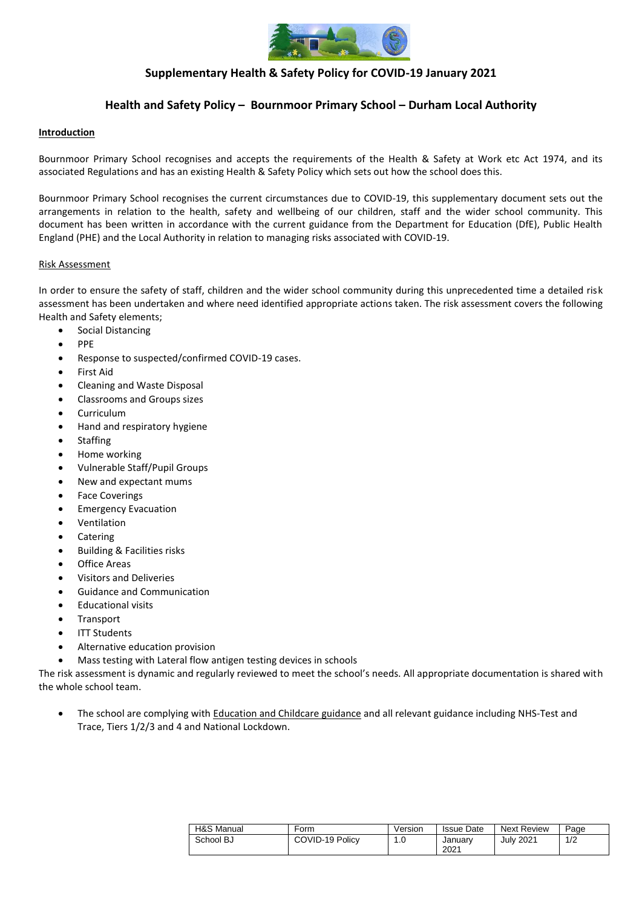## Supplementary Health & Safety Policy for COVID-19 January 2021

## Health and Safety Policy – Bournmoor Primary School – Durham Local Authority

**Introduction**

Bournmoor Primary School recognises and accepts the requirements of the Health & Safety at Work etc Act 1974, and its associated Regulations and has an existing Health & Safety Policy which sets out how the school does this.

Bournmoor Primary School recognises the current circumstances due to COVID-19, this supplementary document sets out the arrangements in relation to the health, safety and wellbeing of our children, staff and the wider school community. This document has been written in accordance with the current guidance from the Department for Education (DfE), Public Health England (PHE) and the Local Authority in relation to managing risks associated with COVID-19.

Risk Assessment

In order to ensure the safety of staff, children and the wider school community during this unprecedented time a detailed risk assessment has been undertaken and where need identified appropriate actions taken. The risk assessment covers the following Health and Safety elements;

- Social Distancing
- PPE
- Response to suspected/confirmed COVID-19 cases.
- First Aid
- Cleaning and Waste Disposal
- Classrooms and Groups sizes
- Curriculum
- Hand and respiratory hygiene
- Staffing
- Home working
- Vulnerable Staff/Pupil Groups
- New and expectant mums
- Face Coverings
- Emergency Evacuation
- Ventilation
- Catering
- Building & Facilities risks
- Office Areas
- Visitors and Deliveries
- Guidance and Communication
- Educational visits
- Transport
- ITT Students
- Alternative education provision
- Mass testing with Lateral flow antigen testing devices in schools

The risk assessment is dynamic and regularly reviewed to meet the school's needs. All appropriate documentation is shared with the whole school team.

- The school are complying with Education and Childcare guidance and all relevant guidance including NHS-Test and Trace, Tiers 1/2/3 and 4 and National Lockdown.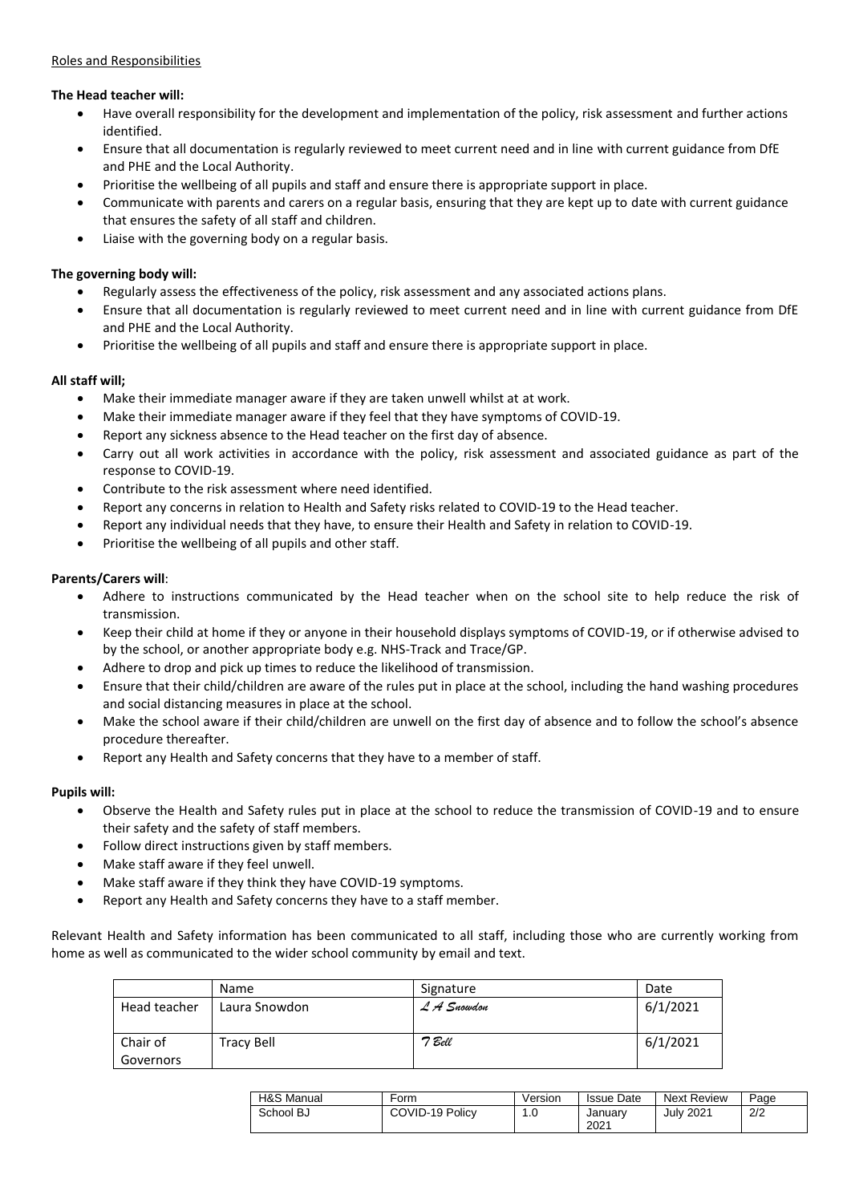Roles and Responsibilities

**The Head teacher will:**

- Have overall responsibility for the development and implementation of the policy, risk assessment and further actions identified.
- Ensure that all documentation is regularly reviewed to meet current need and in line with current guidance from DfE and PHE and the Local Authority.
- Prioritise the wellbeing of all pupils and staff and ensure there is appropriate support in place.
- Communicate with parents and carers on a regular basis, ensuring that they are kept up to date with current guidance that ensures the safety of all staff and children.
- Liaise with the governing body on a regular basis.

**The governing body will:**

- Regularly assess the effectiveness of the policy, risk assessment and any associated actions plans.
- Ensure that all documentation is regularly reviewed to meet current need and in line with current guidance from DfE and PHE and the Local Authority.
- Prioritise the wellbeing of all pupils and staff and ensure there is appropriate support in place.

**All staff will;**

- Make their immediate manager aware if they are taken unwell whilst at at work.
- Make their immediate manager aware if they feel that they have symptoms of COVID-19.
- Report any sickness absence to the Head teacher on the first day of absence.
- Carry out all work activities in accordance with the policy, risk assessment and associated guidance as part of the response to COVID-19.
- Contribute to the risk assessment where need identified.
- Report any concerns in relation to Health and Safety risks related to COVID-19 to the Head teacher.
- Report any individual needs that they have, to ensure their Health and Safety in relation to COVID-19.
- Prioritise the wellbeing of all pupils and other staff.

**Parents/Carers will**:

- Adhere to instructions communicated by the Head teacher when on the school site to help reduce the risk of transmission.
- Keep their child at home if they or anyone in their household displays symptoms of COVID-19, or if otherwise advised to by the school, or another appropriate body e.g. NHS-Track and Trace/GP.
- Adhere to drop and pick up times to reduce the likelihood of transmission.
- Ensure that their child/children are aware of the rules put in place at the school, including the hand washing procedures and social distancing measures in place at the school.
- Make the school aware if their child/children are unwell on the first day of absence and to follow the school's absence procedure thereafter.
- Report any Health and Safety concerns that they have to a member of staff.

**Pupils will:**

- Observe the Health and Safety rules put in place at the school to reduce the transmission of COVID-19 and to ensure their safety and the safety of staff members.
- Follow direct instructions given by staff members.
- Make staff aware if they feel unwell.
- Make staff aware if they think they have COVID-19 symptoms.
- Report any Health and Safety concerns they have to a staff member.

Relevant Health and Safety information has been communicated to all staff, including those who are currently working from home as well as communicated to the wider school community by email and text.

| | Name | Signature | Date |
|---|---|---|---|
| Head teacher | Laura Snowdon | L A Snowdon | 6/1/2021 |
| Chair of Governors | Tracy Bell | T Bell | 6/1/2021 |

| H&S Manual | Form | Version | Issue Date | Next Review | Page |
|---|---|---|---|---|---|
| School BJ | COVID-19 Policy | 1.0 | January 2021 | July 2021 | 2/2 |